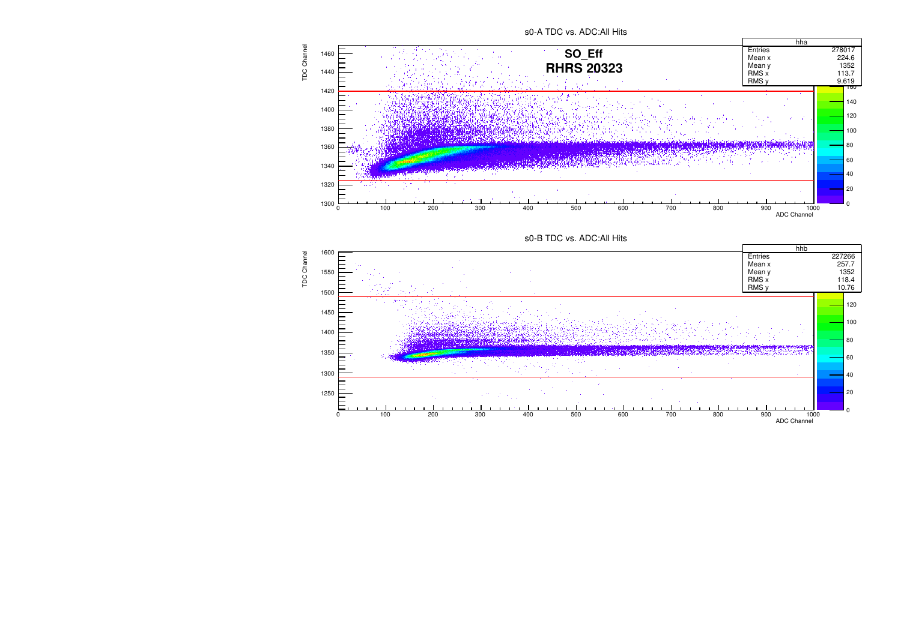s0-A TDC vs. ADC:All Hits

**SO_Eff**
**RHRS 20323**

| hha | |
|---|---|
| Entries | 278017 |
| Mean x | 224.6 |
| Mean y | 1352 |
| RMS x | 113.7 |
| RMS y | 9.619 |

TDC Channel

ADC Channel

s0-B TDC vs. ADC:All Hits

| hhb | |
|---|---|
| Entries | 227266 |
| Mean x | 257.7 |
| Mean y | 1352 |
| RMS x | 118.4 |
| RMS y | 10.76 |

TDC Channel

ADC Channel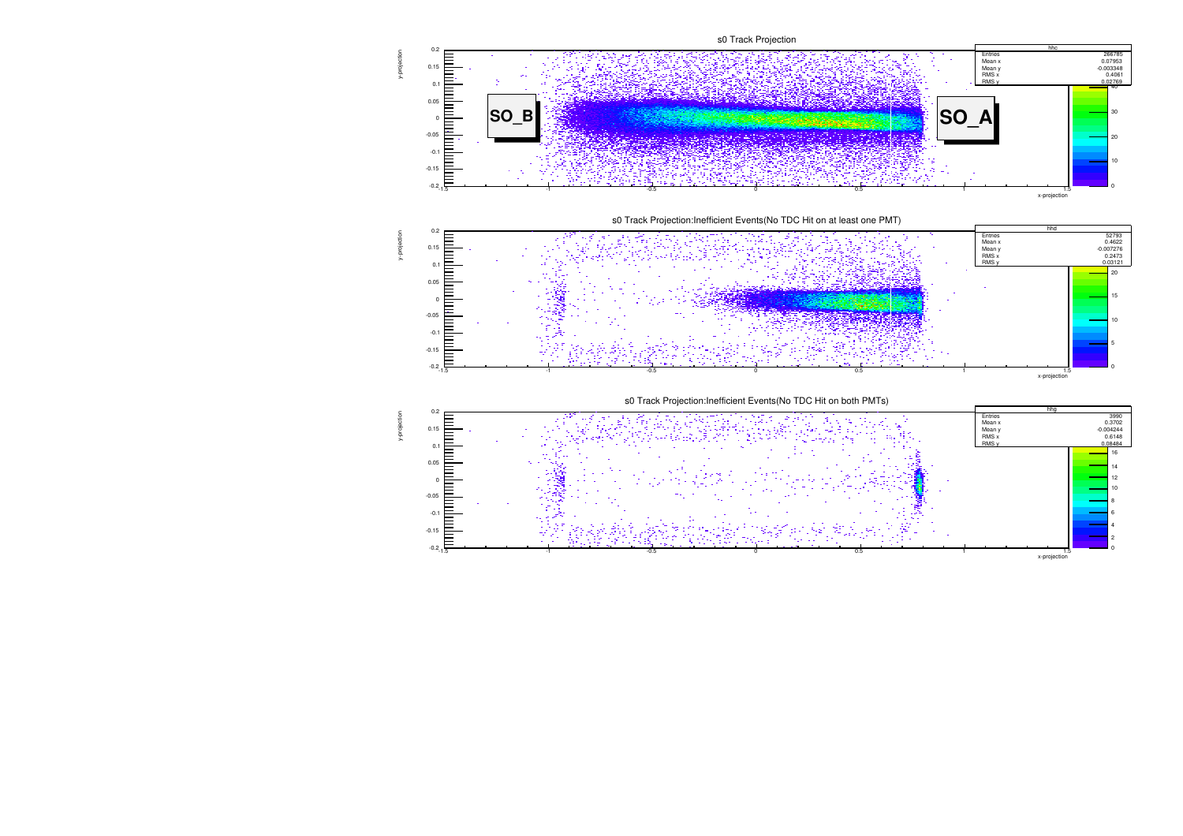## s0 Track Projection

| hhc | |
|---|---|
| Entries | 266785 |
| Mean x | 0.07953 |
| Mean y | -0.003348 |
| RMS x | 0.4061 |
| RMS y | 0.02769 |

SO_B

SO_A

## s0 Track Projection:Inefficient Events(No TDC Hit on at least one PMT)

| hhd | |
|---|---|
| Entries | 52793 |
| Mean x | 0.4622 |
| Mean y | -0.007276 |
| RMS x | 0.2473 |
| RMS y | 0.03121 |

## s0 Track Projection:Inefficient Events(No TDC Hit on both PMTs)

| hhg | |
|---|---|
| Entries | 3990 |
| Mean x | 0.3702 |
| Mean y | -0.004244 |
| RMS x | 0.6148 |
| RMS y | 0.08484 |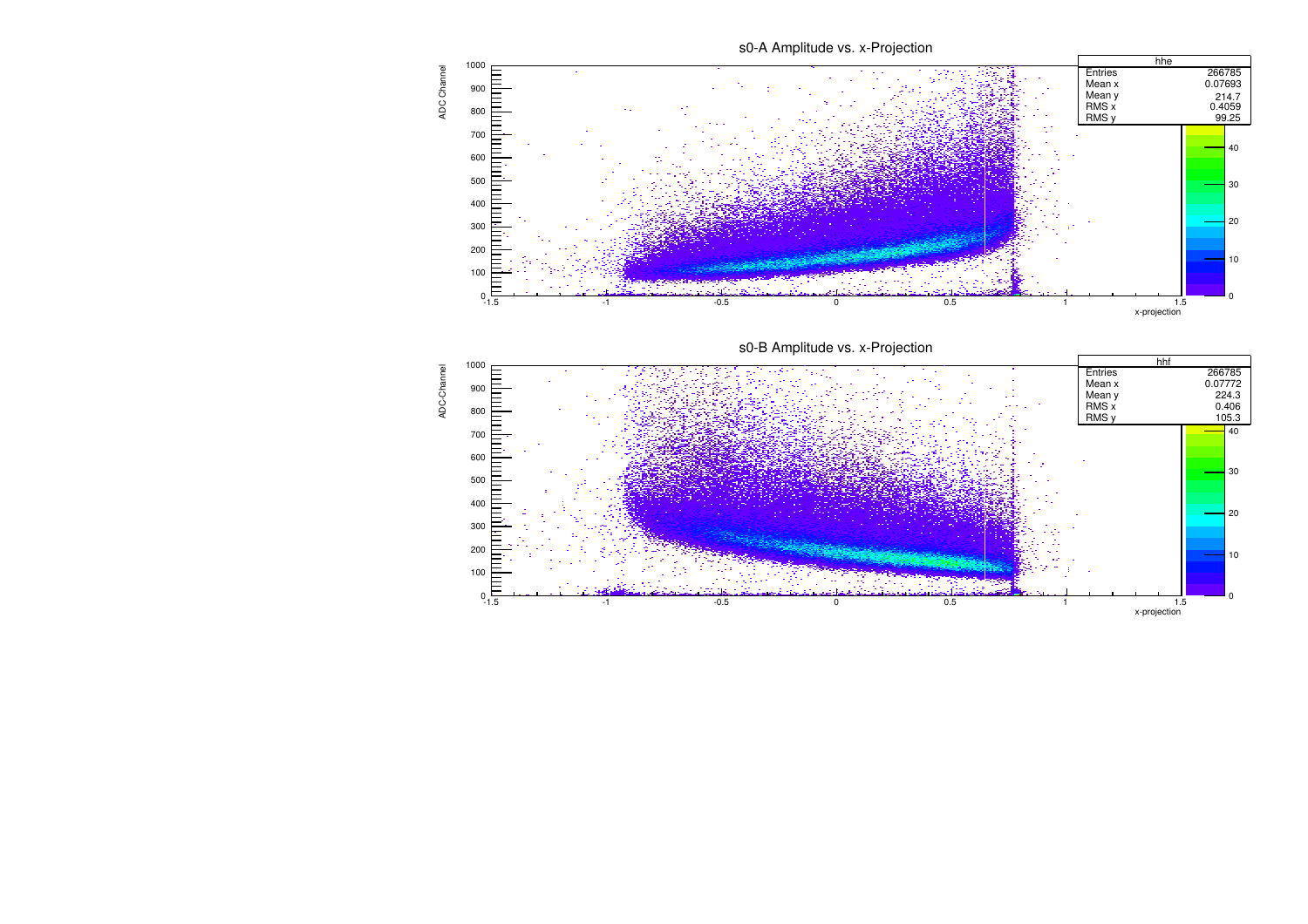## s0-A Amplitude vs. x-Projection

| hhe | |
|---|---|
| Entries | 266785 |
| Mean x | 0.07693 |
| Mean y | 214.7 |
| RMS x | 0.4059 |
| RMS y | 99.25 |

ADC Channel

x-projection

## s0-B Amplitude vs. x-Projection

| hhf | |
|---|---|
| Entries | 266785 |
| Mean x | 0.07772 |
| Mean y | 224.3 |
| RMS x | 0.406 |
| RMS y | 105.3 |

ADC-Channel

x-projection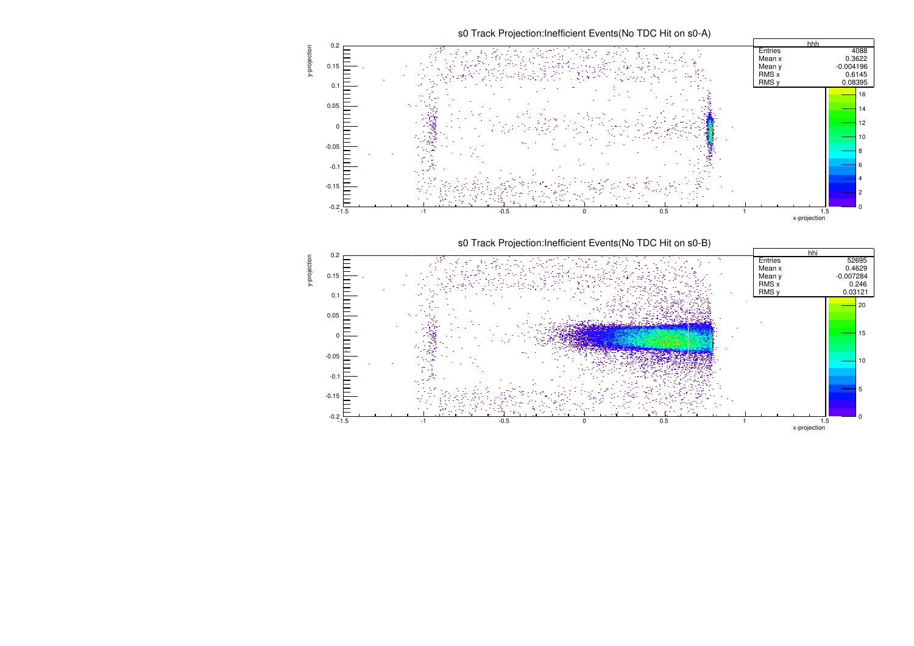s0 Track Projection:Inefficient Events(No TDC Hit on s0-A)

hhh

Entries 4088
Mean x 0.3622
Mean y -0.004196
RMS x 0.6145
RMS y 0.08395

y-projection

x-projection

-1.5 -1 -0.5 0 0.5 1 1.5

-0.2 -0.15 -0.1 -0.05 0 0.05 0.1 0.15 0.2

0 2 4 6 8 10 12 14 16

s0 Track Projection:Inefficient Events(No TDC Hit on s0-B)

hhi

Entries 52695
Mean x 0.4629
Mean y -0.007284
RMS x 0.246
RMS y 0.03121

y-projection

x-projection

-1.5 -1 -0.5 0 0.5 1 1.5

-0.2 -0.15 -0.1 -0.05 0 0.05 0.1 0.15 0.2

0 5 10 15 20